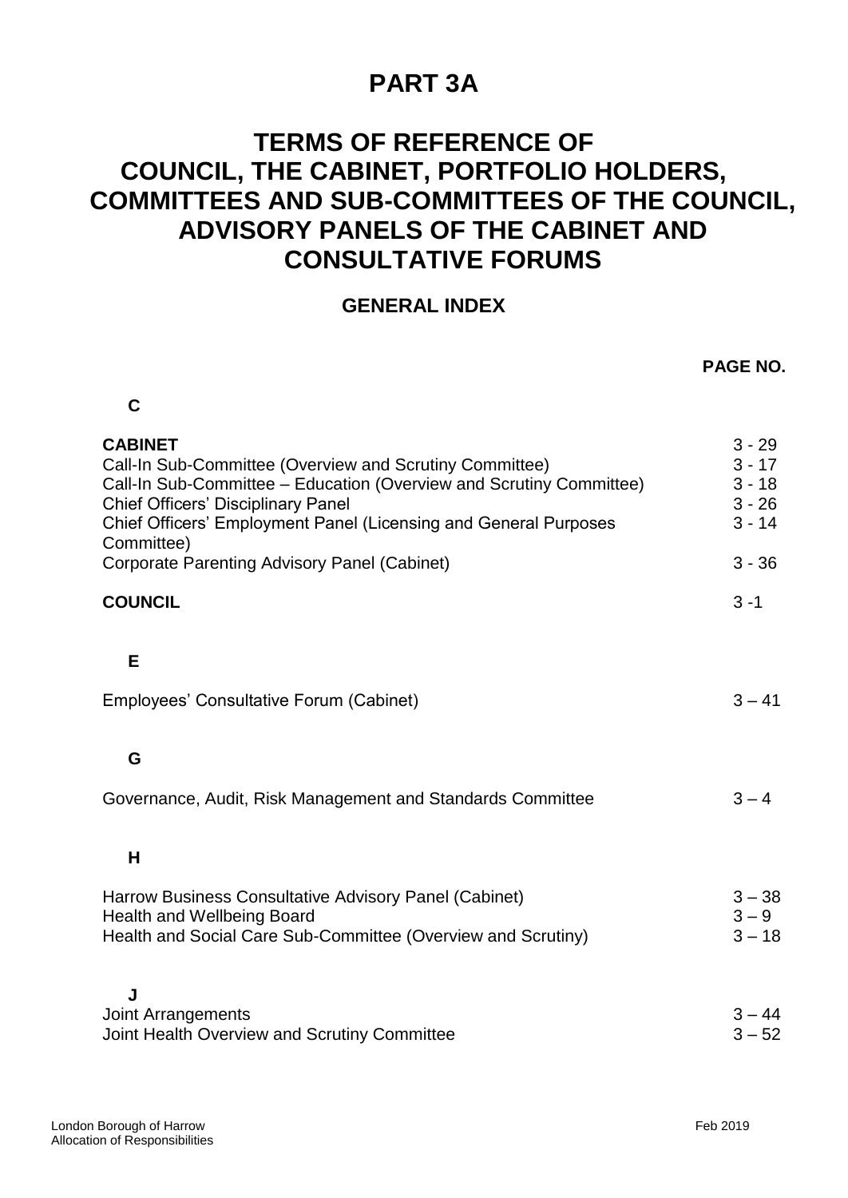# PART 3A

# TERMS OF REFERENCE OF COUNCIL, THE CABINET, PORTFOLIO HOLDERS, COMMITTEES AND SUB-COMMITTEES OF THE COUNCIL, ADVISORY PANELS OF THE CABINET AND CONSULTATIVE FORUMS

## GENERAL INDEX

| | PAGE NO. |
|---|---|
| **C** | |
| **CABINET** | 3 - 29 |
| Call-In Sub-Committee (Overview and Scrutiny Committee) | 3 - 17 |
| Call-In Sub-Committee – Education (Overview and Scrutiny Committee) | 3 - 18 |
| Chief Officers' Disciplinary Panel | 3 - 26 |
| Chief Officers' Employment Panel (Licensing and General Purposes Committee) | 3 - 14 |
| Corporate Parenting Advisory Panel (Cabinet) | 3 - 36 |
| **COUNCIL** | 3 -1 |
| **E** | |
| Employees' Consultative Forum (Cabinet) | 3 – 41 |
| **G** | |
| Governance, Audit, Risk Management and Standards Committee | 3 – 4 |
| **H** | |
| Harrow Business Consultative Advisory Panel (Cabinet) | 3 – 38 |
| Health and Wellbeing Board | 3 – 9 |
| Health and Social Care Sub-Committee (Overview and Scrutiny) | 3 – 18 |
| **J** | |
| Joint Arrangements | 3 – 44 |
| Joint Health Overview and Scrutiny Committee | 3 – 52 |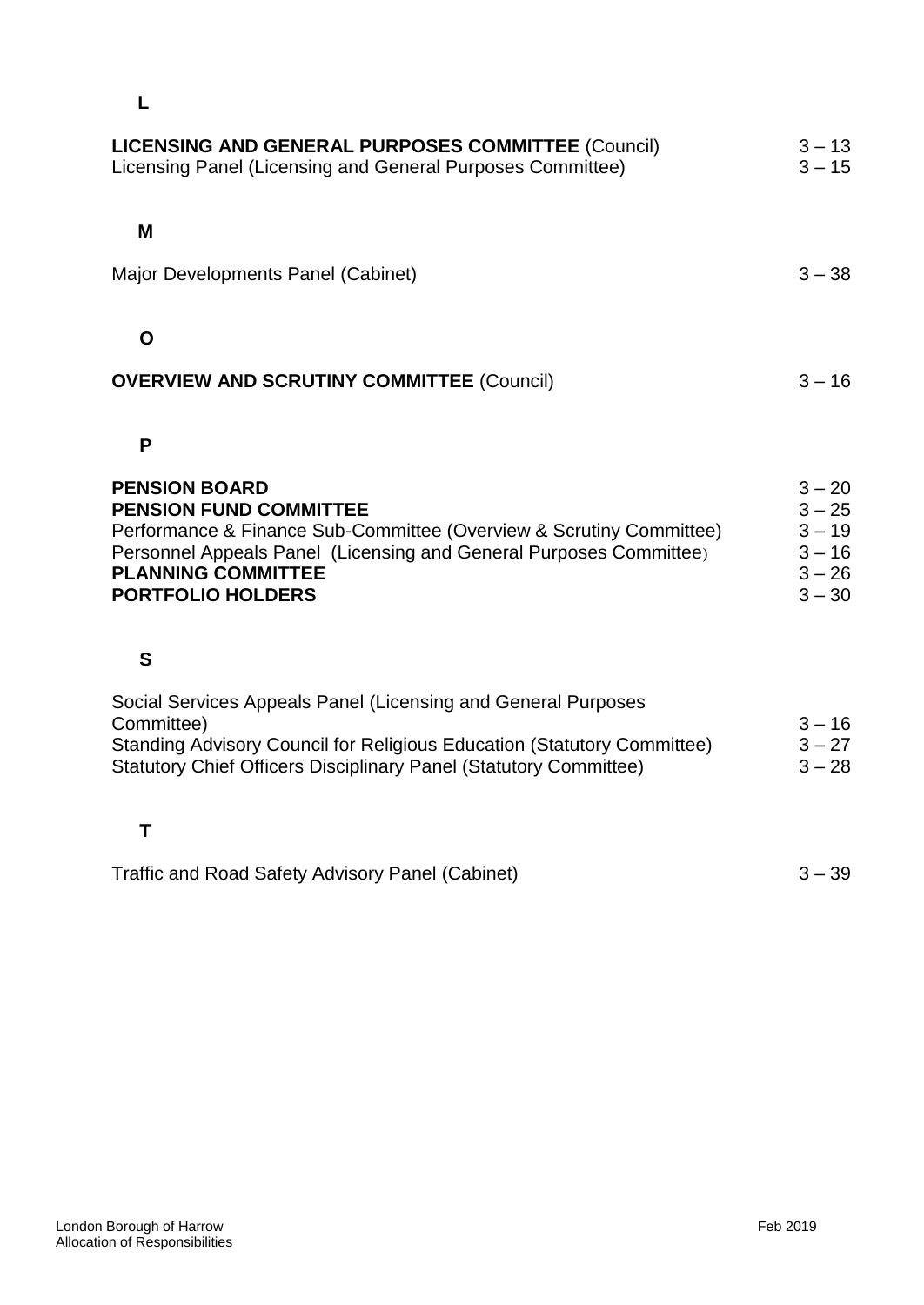**L**

| | |
|---|---|
| **LICENSING AND GENERAL PURPOSES COMMITTEE** (Council) | 3 – 13 |
| Licensing Panel (Licensing and General Purposes Committee) | 3 – 15 |

**M**

| | |
|---|---|
| Major Developments Panel (Cabinet) | 3 – 38 |

**O**

| | |
|---|---|
| **OVERVIEW AND SCRUTINY COMMITTEE** (Council) | 3 – 16 |

**P**

| | |
|---|---|
| **PENSION BOARD** | 3 – 20 |
| **PENSION FUND COMMITTEE** | 3 – 25 |
| Performance & Finance Sub-Committee (Overview & Scrutiny Committee) | 3 – 19 |
| Personnel Appeals Panel (Licensing and General Purposes Committee) | 3 – 16 |
| **PLANNING COMMITTEE** | 3 – 26 |
| **PORTFOLIO HOLDERS** | 3 – 30 |

**S**

| | |
|---|---|
| Social Services Appeals Panel (Licensing and General Purposes Committee) | 3 – 16 |
| Standing Advisory Council for Religious Education (Statutory Committee) | 3 – 27 |
| Statutory Chief Officers Disciplinary Panel (Statutory Committee) | 3 – 28 |

**T**

| | |
|---|---|
| Traffic and Road Safety Advisory Panel (Cabinet) | 3 – 39 |